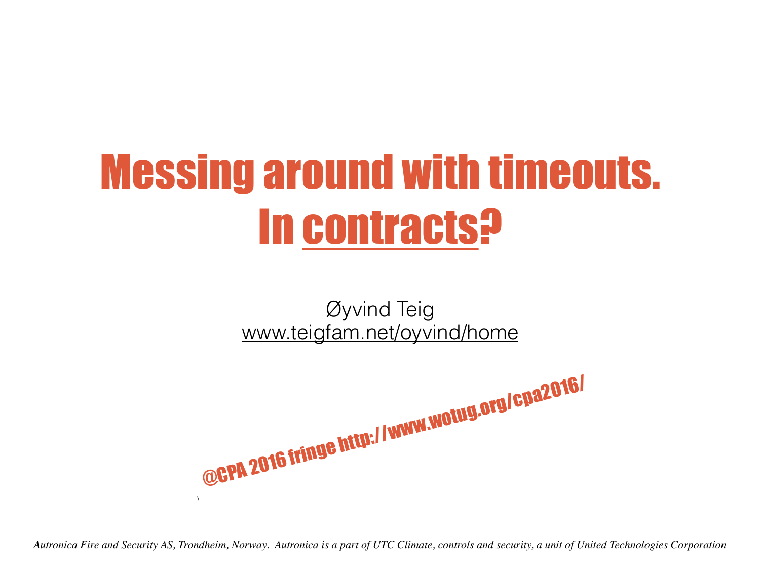# Messing around with timeouts. In contracts?

Øyvind Teig
www.teigfam.net/oyvind/home

@CPA 2016 fringe http://www.wotug.org/cpa2016/

*Autronica Fire and Security AS, Trondheim, Norway. Autronica is a part of UTC Climate, controls and security, a unit of United Technologies Corporation*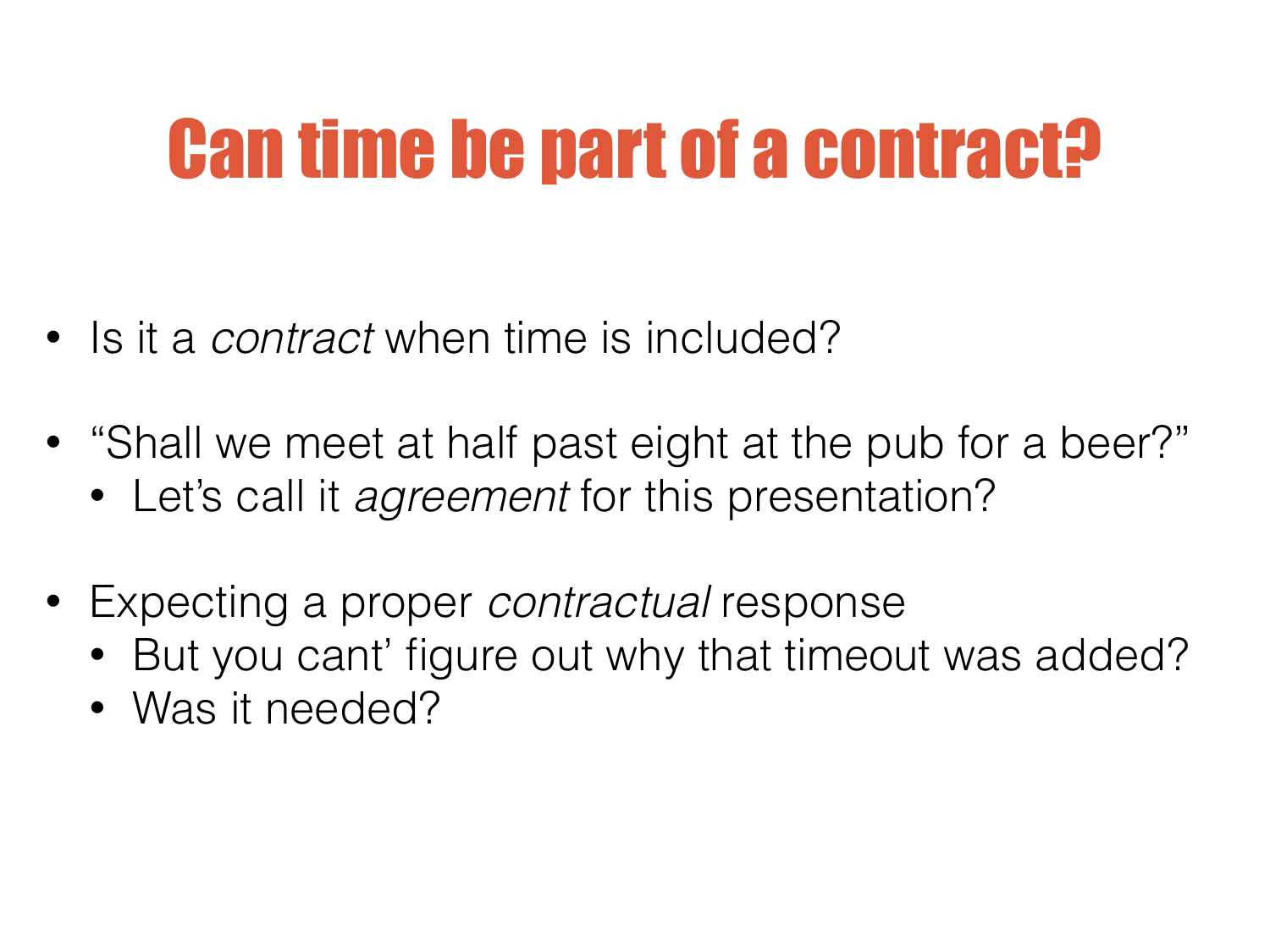# Can time be part of a contract?

- Is it a *contract* when time is included?
- "Shall we meet at half past eight at the pub for a beer?"
  - Let's call it *agreement* for this presentation?
- Expecting a proper *contractual* response
  - But you cant' figure out why that timeout was added?
  - Was it needed?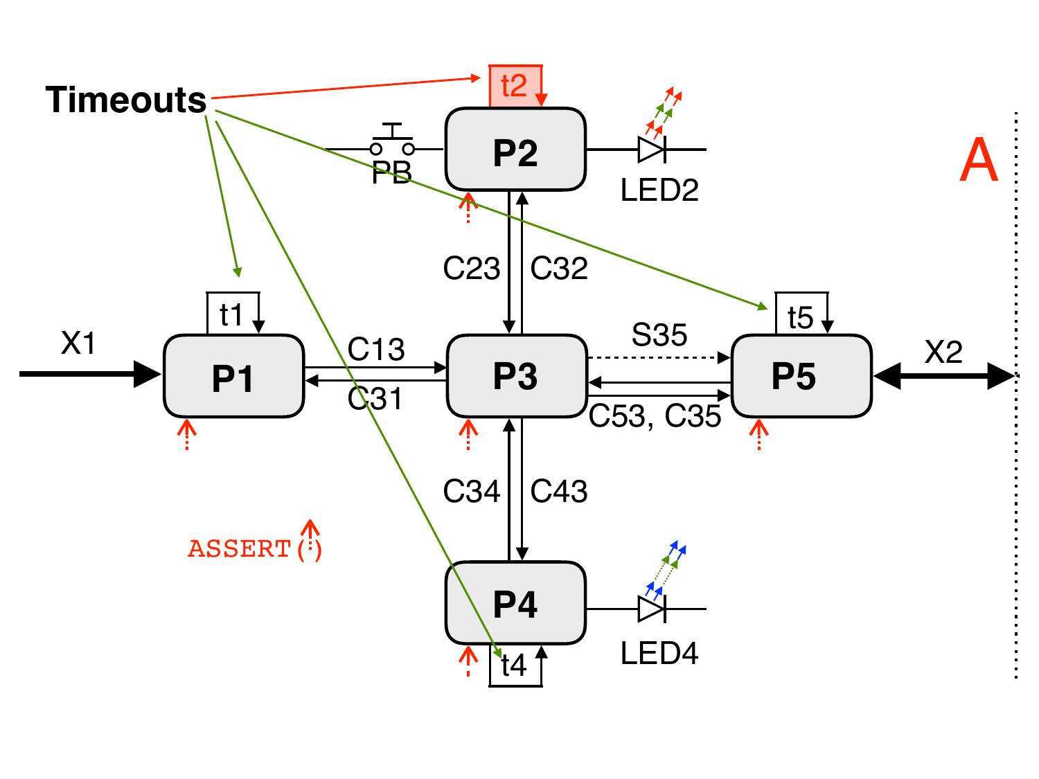Timeouts

t2

P2

PB

LED2

A

C23 C32

t1 t5

X1 P1 C13 C31 P3 S35 P5 X2

C53, C35

C34 C43

ASSERT(⋮)

P4 LED4

t4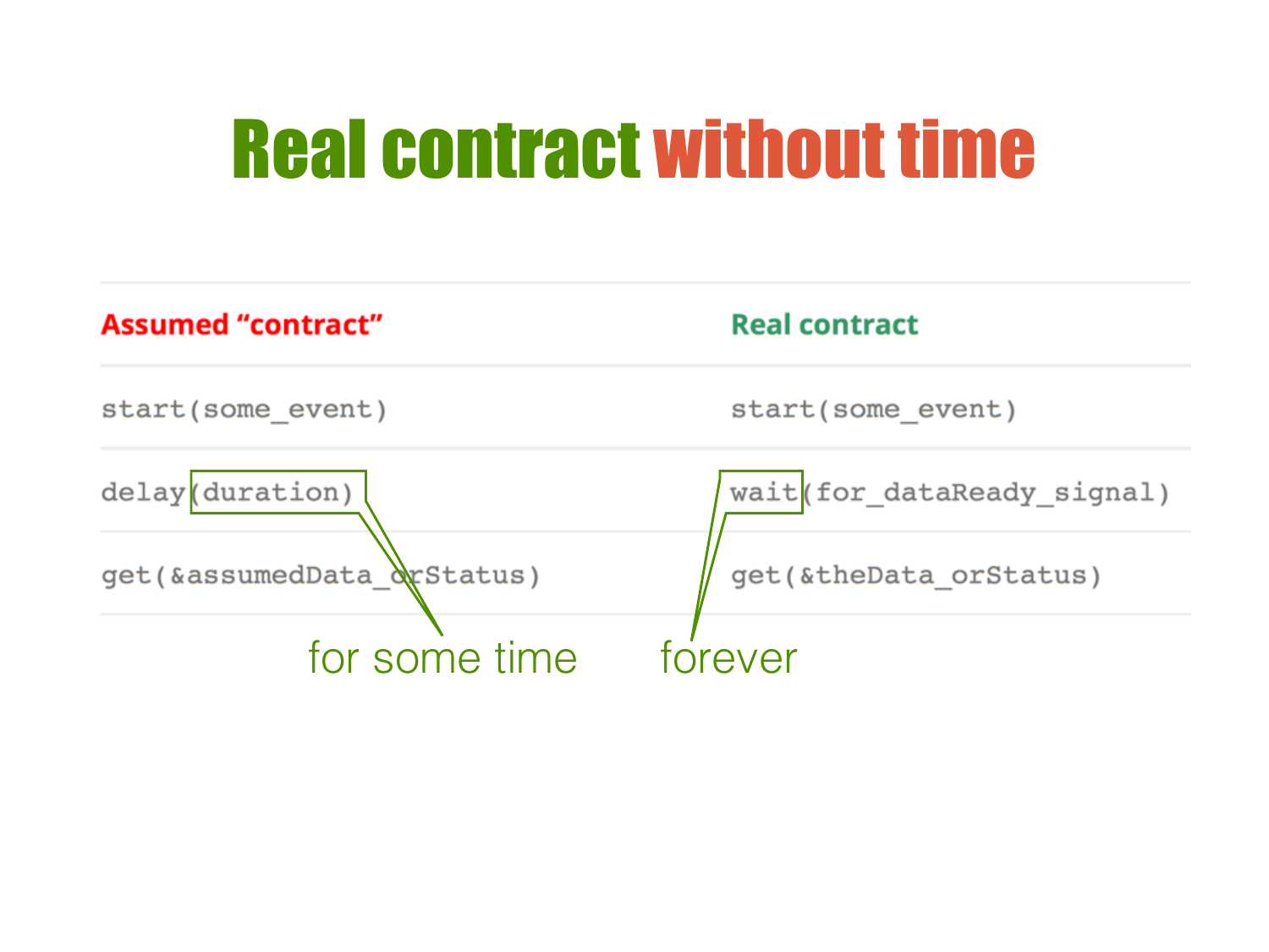# Real contract without time

| Assumed "contract" | Real contract |
| --- | --- |
| `start(some_event)` | `start(some_event)` |
| `delay(duration)` | `wait(for_dataReady_signal)` |
| `get(&assumedData_orStatus)` | `get(&theData_orStatus)` |

for some time — forever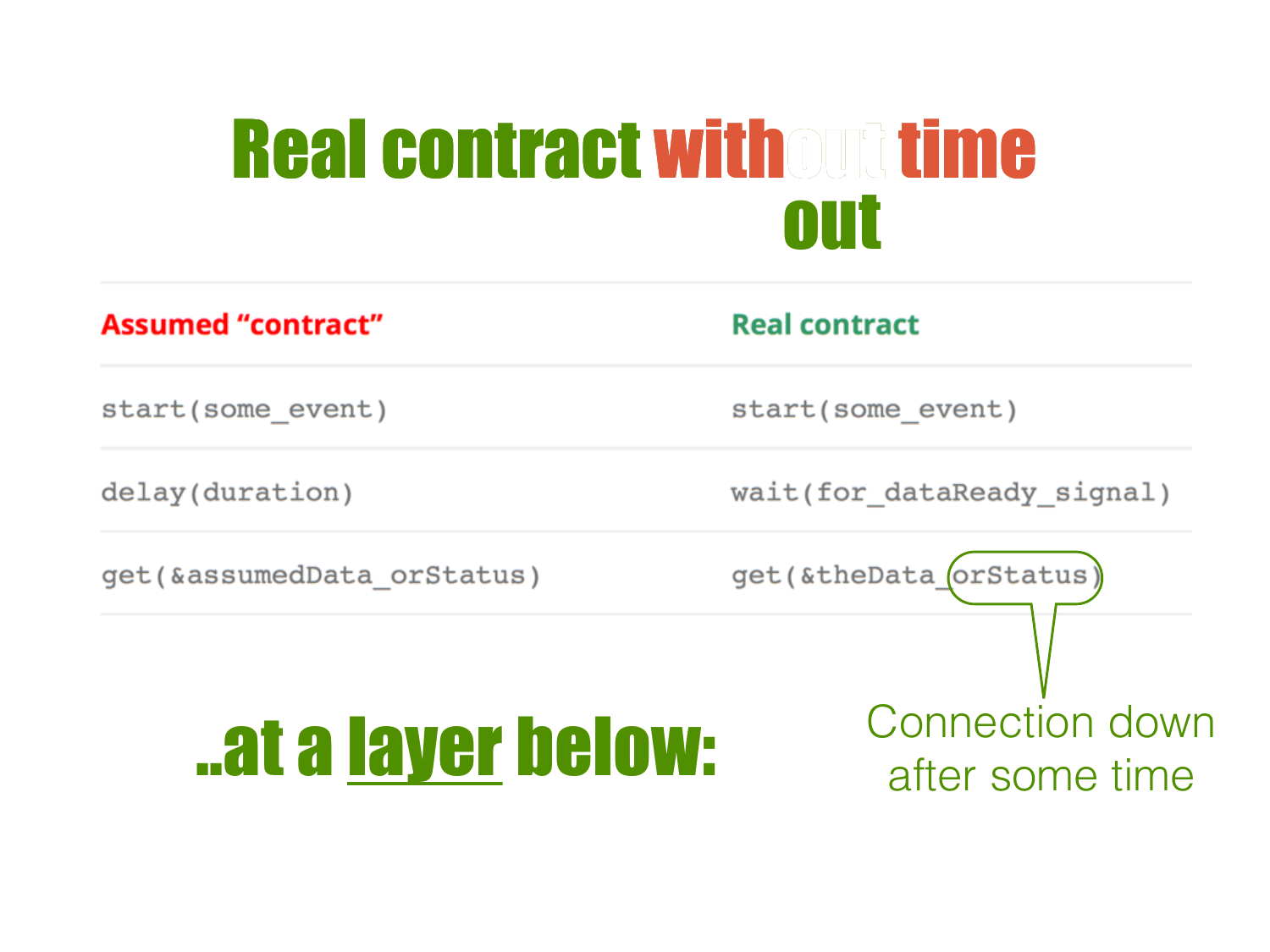# Real contract with~~out~~ time out

| Assumed "contract" | Real contract |
| --- | --- |
| `start(some_event)` | `start(some_event)` |
| `delay(duration)` | `wait(for_dataReady_signal)` |
| `get(&assumedData_orStatus)` | `get(&theData_orStatus)` |

## ..at a <u>layer</u> below:

Connection down after some time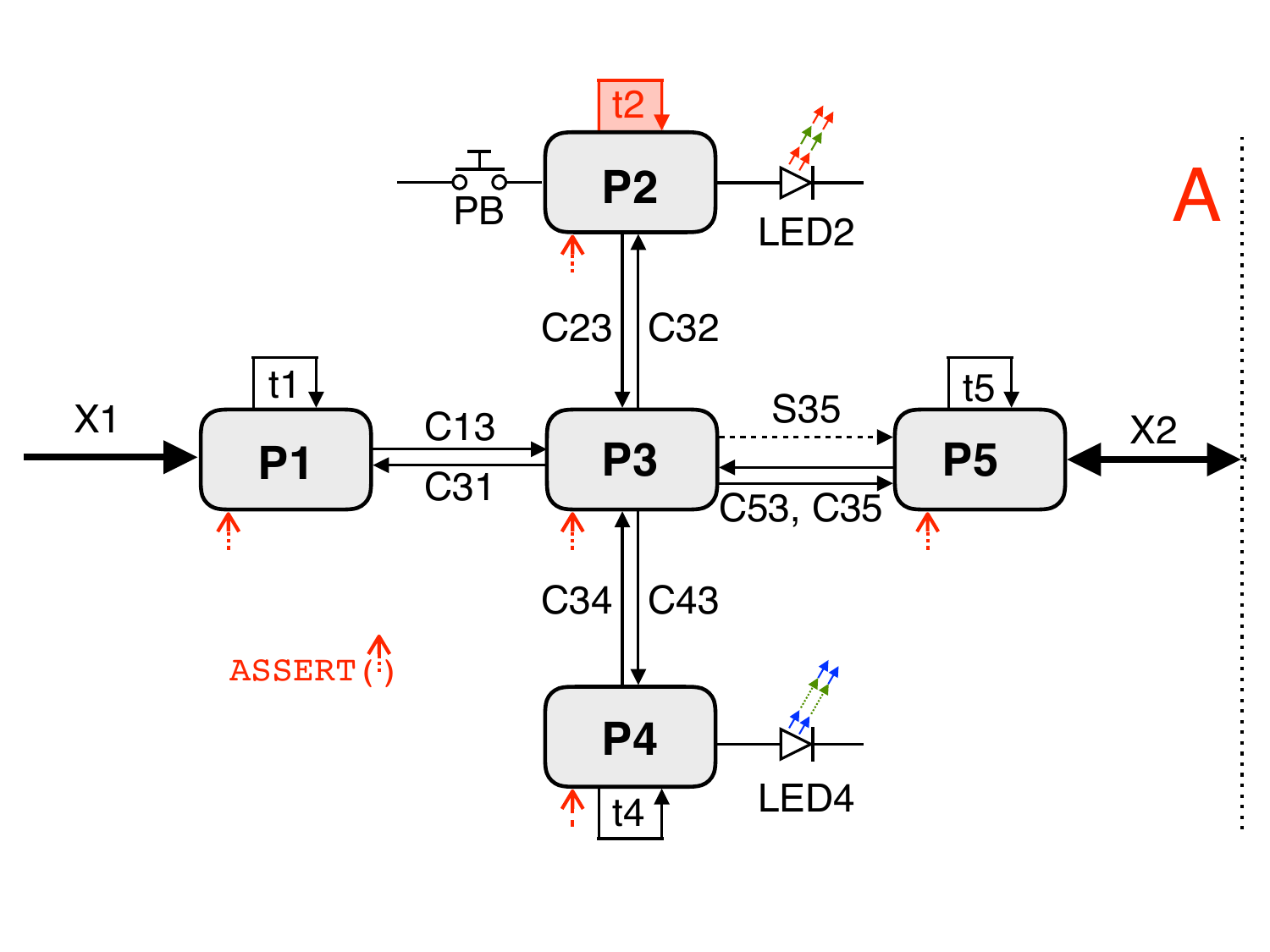A

P1

P2

P3

P4

P5

X1

X2

t1

t2

t4

t5

PB

LED2

LED4

C13

C31

C23

C32

C34

C43

S35

C53, C35

ASSERT(⋮)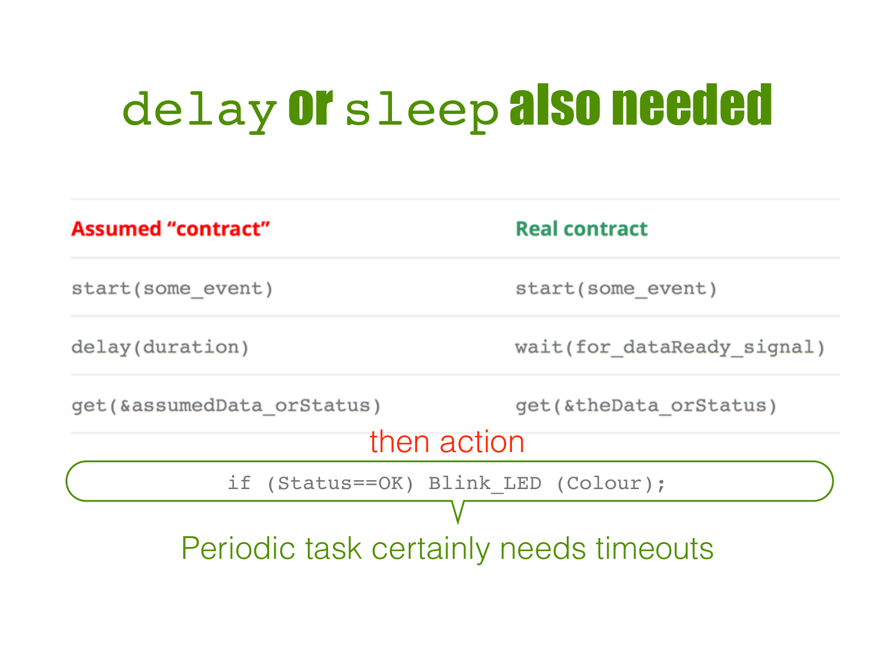# `delay` or `sleep` also needed

| Assumed "contract" | Real contract |
|---|---|
| `start(some_event)` | `start(some_event)` |
| `delay(duration)` | `wait(for_dataReady_signal)` |
| `get(&assumedData_orStatus)` | `get(&theData_orStatus)` |

then action

```
if (Status==OK) Blink_LED (Colour);
```

Periodic task certainly needs timeouts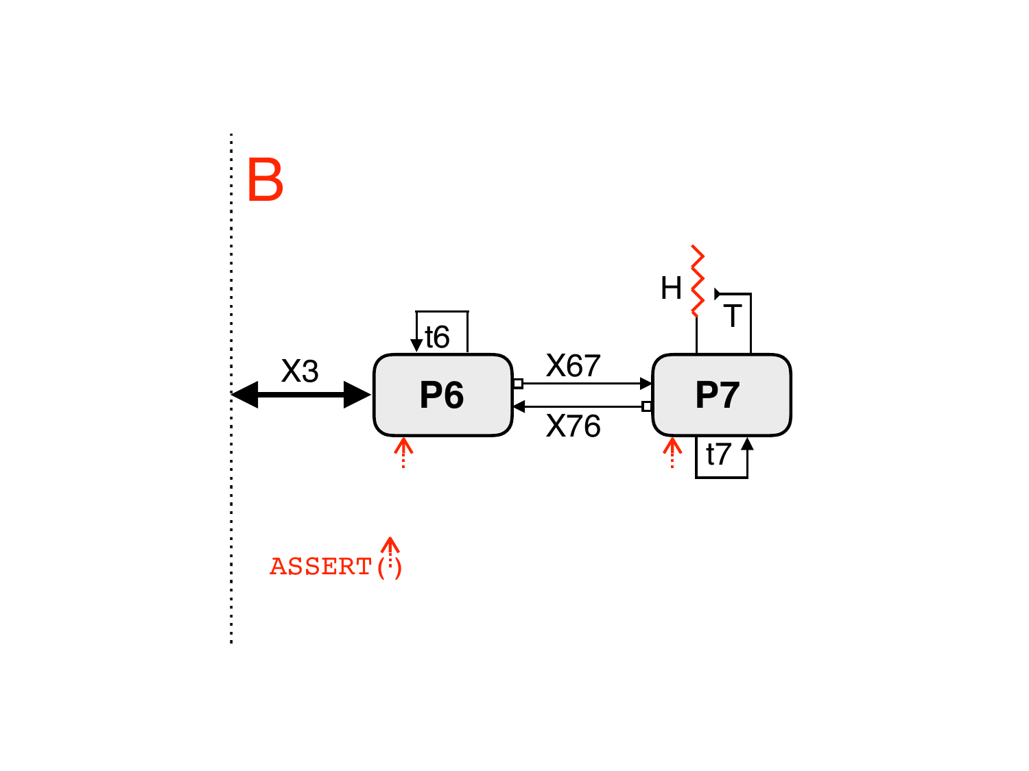B

X3

t6

P6

X67

X76

P7

H

T

t7

ASSERT( )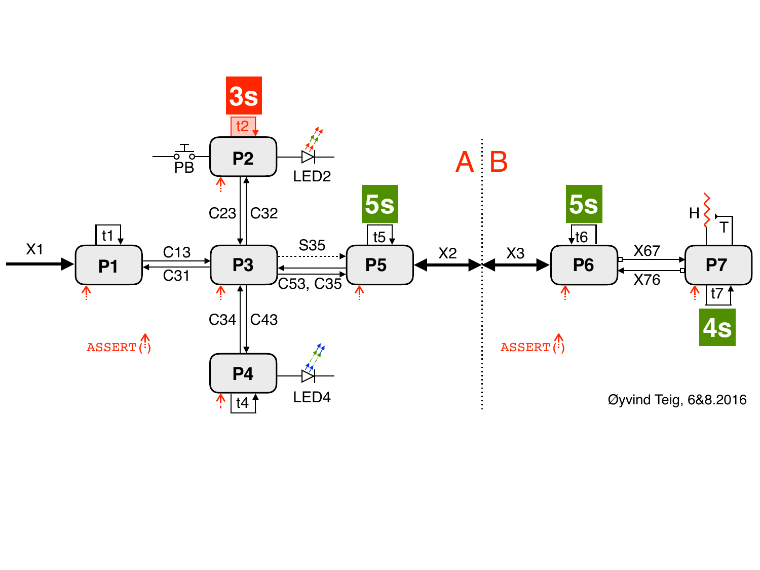3s

t2

PB P2 LED2

C23 C32

A B

5s 5s

t5 t6

X1 t1 C13 S35 X2 X3 X67 H T

P1 P3 P5 P6 P7

C31 C53, C35 X76

t7

4s

C34 C43

ASSERT(·) ASSERT(·)

P4 LED4

t4

Øyvind Teig, 6&8.2016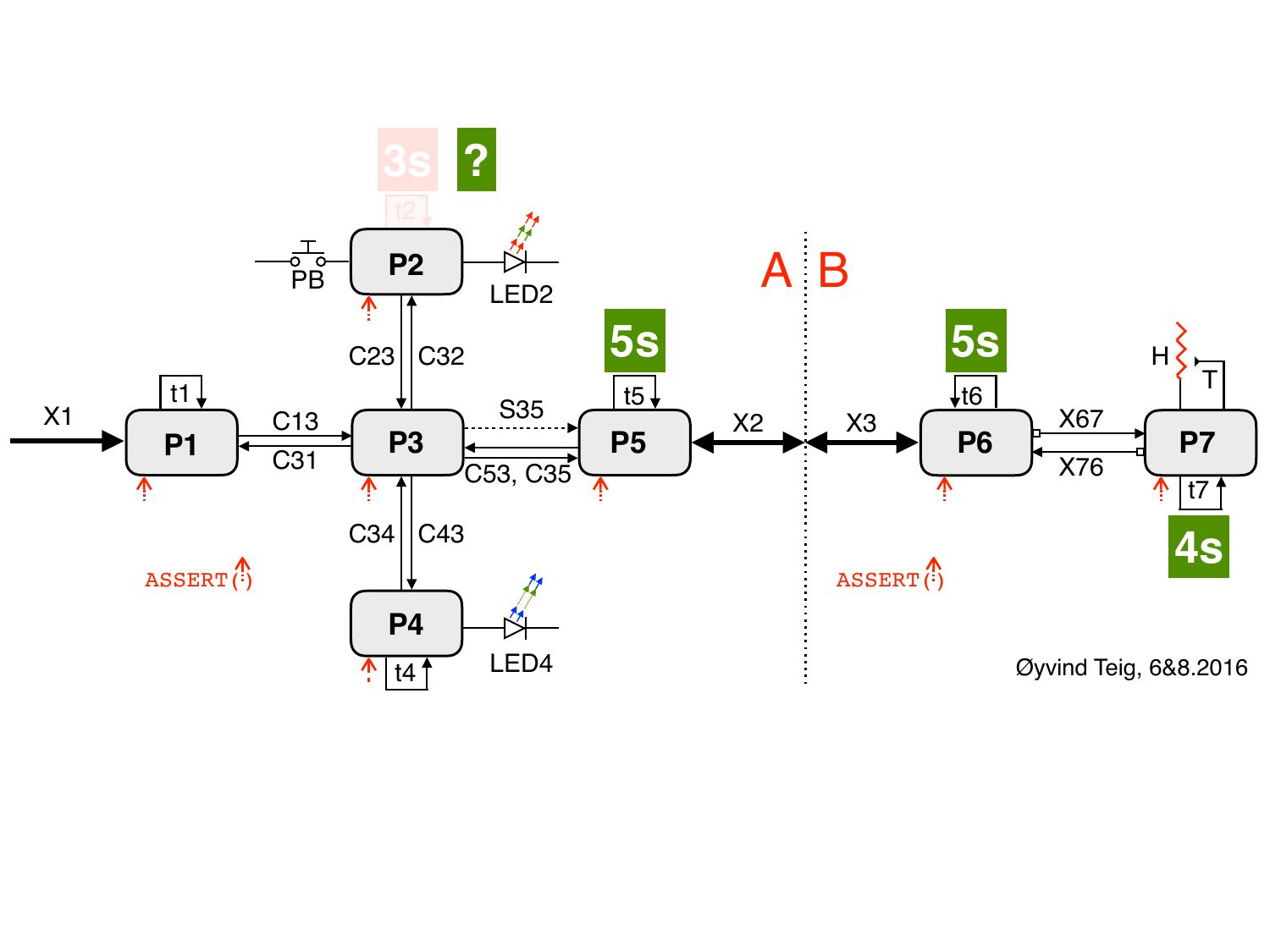3s ?

t2

PB P2 LED2

A B

C23 C32

5s 5s

H

t5 t6 T

X1 t1 S35 X2 X3 X67

P1 C13 P3 P5 P6 P7

C31 C53, C35 X76

t7

C34 C43 4s

ASSERT(·) ASSERT(·)

P4 LED4

t4

Øyvind Teig, 6&8.2016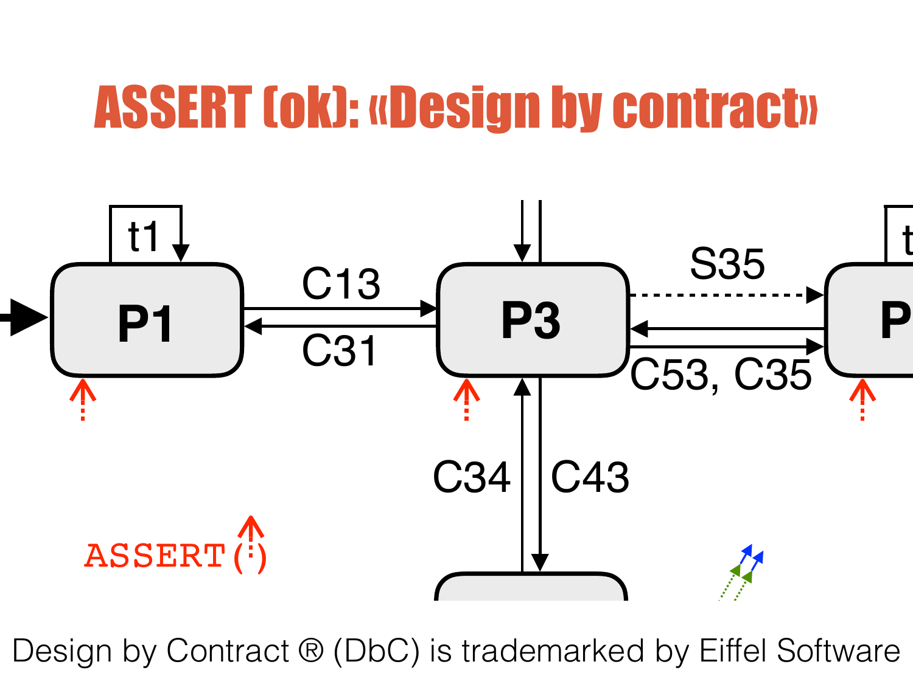# ASSERT (ok): «Design by contract»

P1 — t1

C13

C31

P3

S35

C53, C35

P

C34

C43

ASSERT(⁝)

Design by Contract ® (DbC) is trademarked by Eiffel Software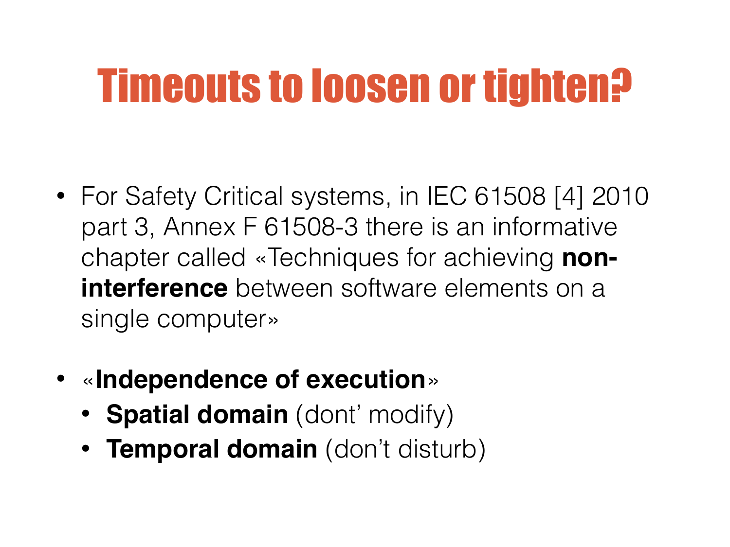# Timeouts to loosen or tighten?

- For Safety Critical systems, in IEC 61508 [4] 2010 part 3, Annex F 61508-3 there is an informative chapter called «Techniques for achieving **non-interference** between software elements on a single computer»

- «**Independence of execution**»
  - **Spatial domain** (dont' modify)
  - **Temporal domain** (don't disturb)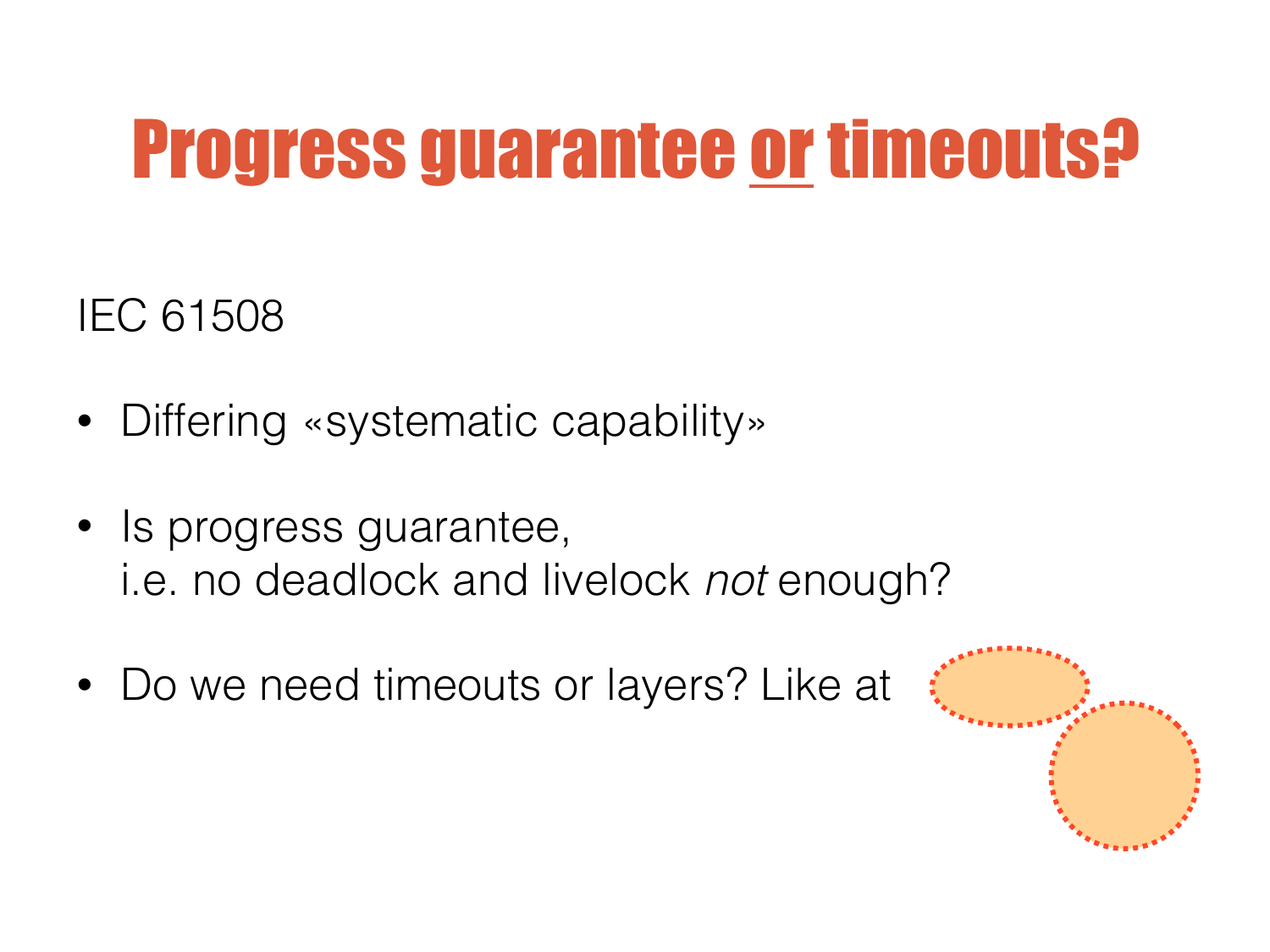# Progress guarantee or timeouts?

IEC 61508

- Differing «systematic capability»
- Is progress guarantee, i.e. no deadlock and livelock *not* enough?
- Do we need timeouts or layers? Like at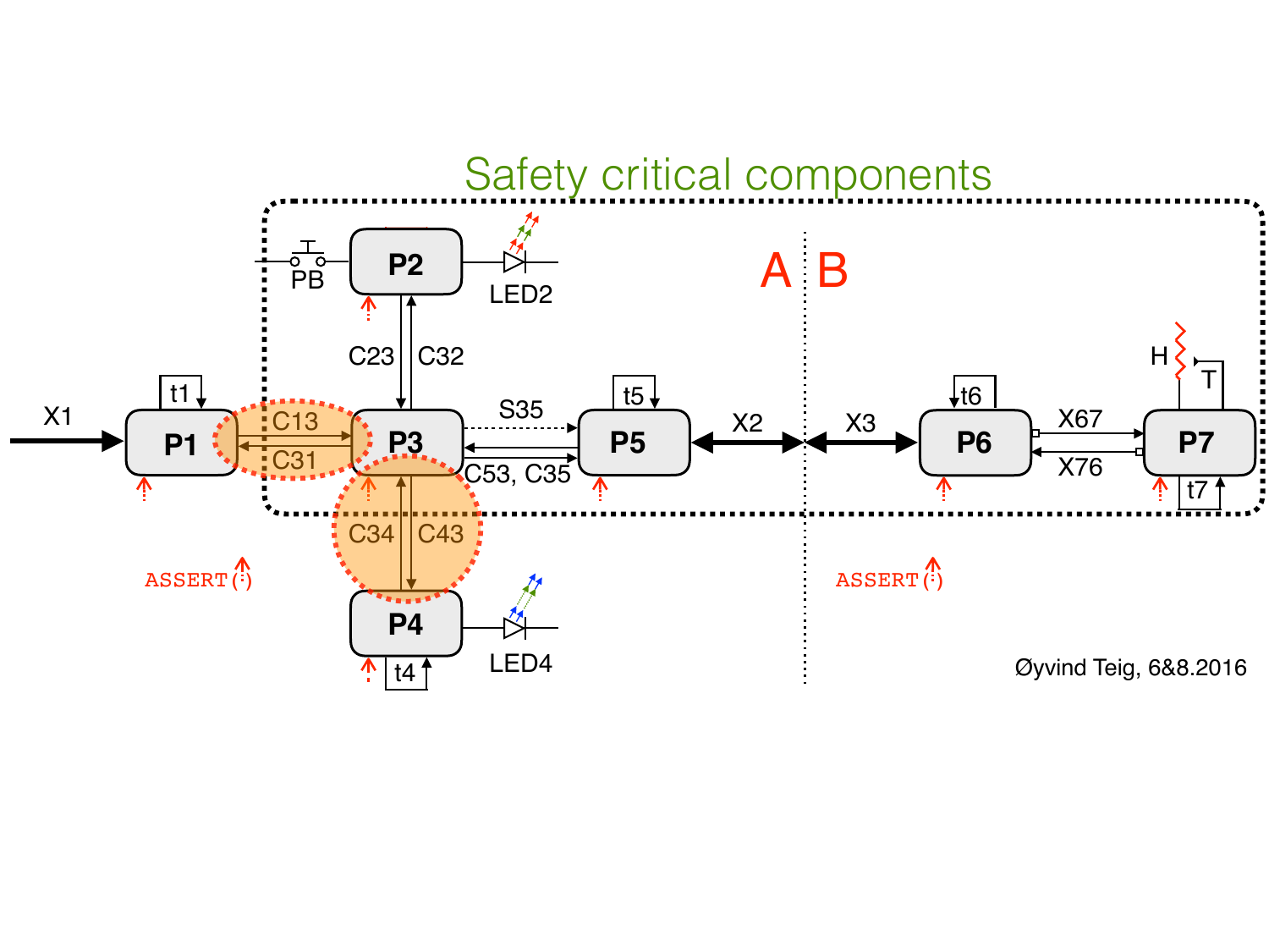# Safety critical components

A | B

PB — P2 — LED2

C23 C32

X1 → P1 (t1) — C13 / C31 — P3 — S35 / C53, C35 — P5 (t5) — X2 | X3 — P6 (t6) — X67 / X76 — P7 (t7), H, T

C34 C43

P4 (t4) — LED4

ASSERT(:)

ASSERT(:)

Øyvind Teig, 6&8.2016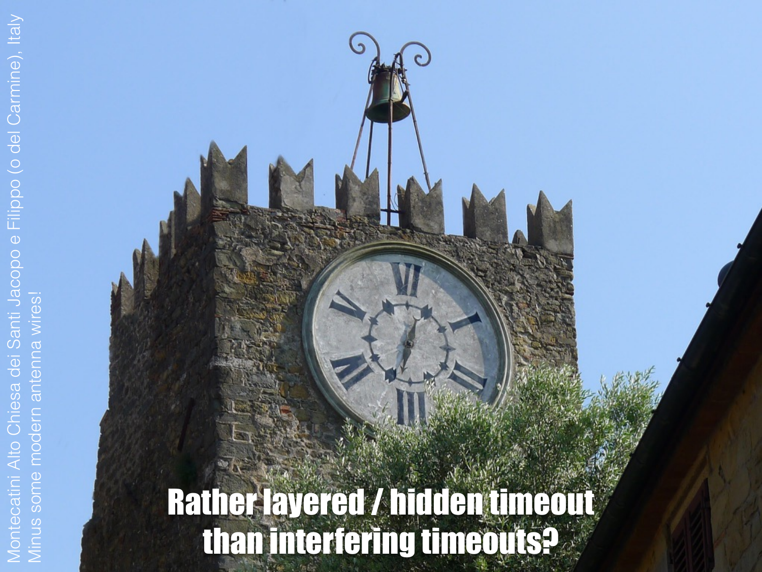Montecatini Alto Chiesa dei Santi Jacopo e Filippo (o del Carmine), Italy
Minus some modern antenna wires!

**Rather layered / hidden timeout than interfering timeouts?**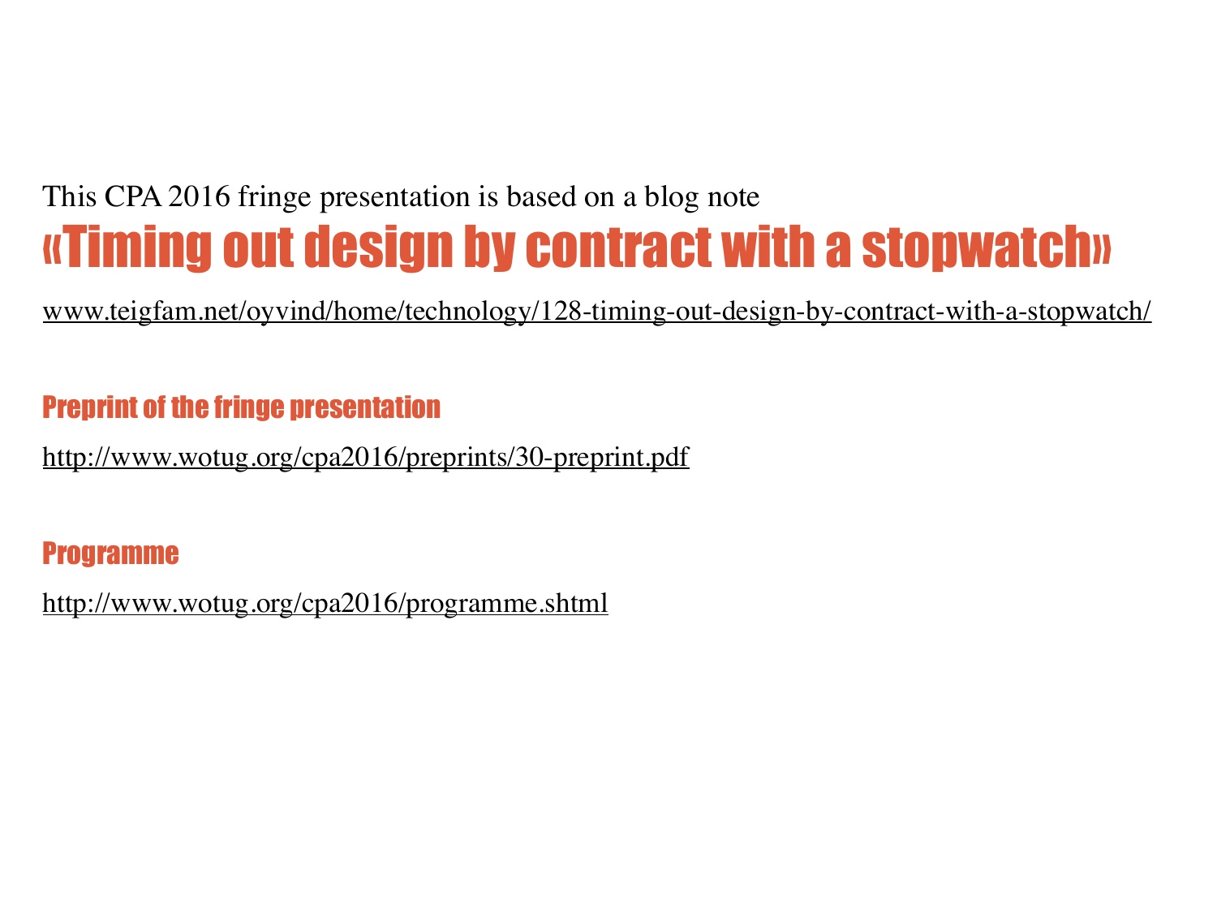This CPA 2016 fringe presentation is based on a blog note

# «Timing out design by contract with a stopwatch»

www.teigfam.net/oyvind/home/technology/128-timing-out-design-by-contract-with-a-stopwatch/

## Preprint of the fringe presentation

http://www.wotug.org/cpa2016/preprints/30-preprint.pdf

## Programme

http://www.wotug.org/cpa2016/programme.shtml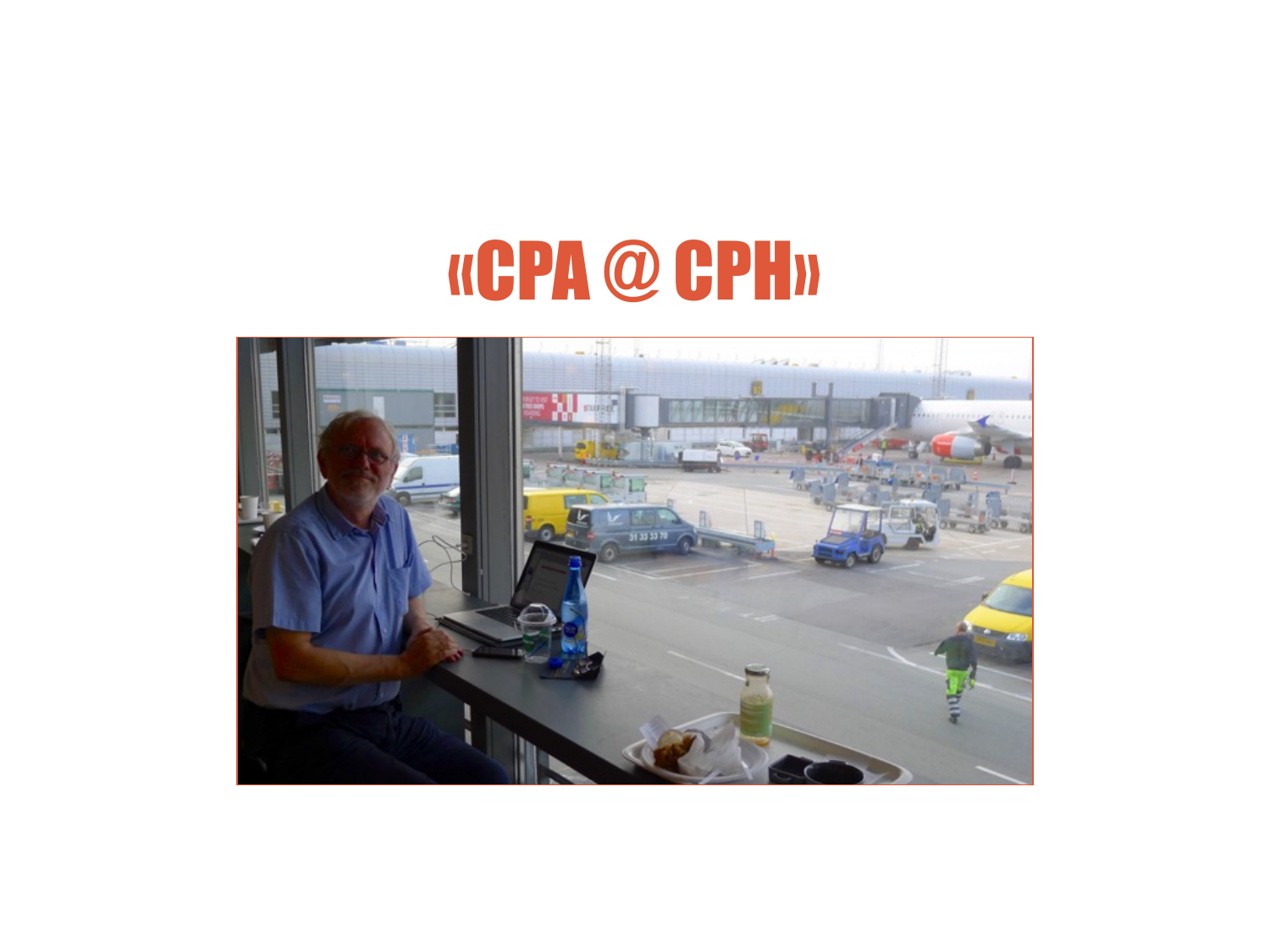# «CPA @ CPH»